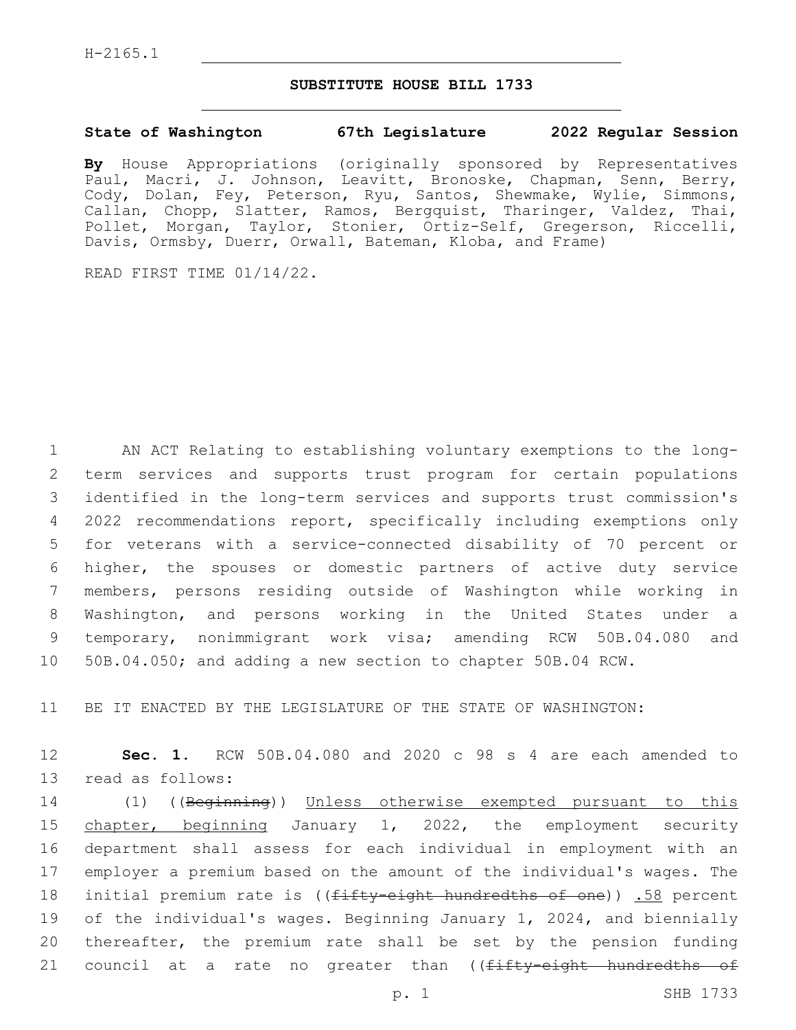H-2165.1

## SUBSTITUTE HOUSE BILL 1733

**State of Washington 67th Legislature 2022 Regular Session**

**By** House Appropriations (originally sponsored by Representatives Paul, Macri, J. Johnson, Leavitt, Bronoske, Chapman, Senn, Berry, Cody, Dolan, Fey, Peterson, Ryu, Santos, Shewmake, Wylie, Simmons, Callan, Chopp, Slatter, Ramos, Bergquist, Tharinger, Valdez, Thai, Pollet, Morgan, Taylor, Stonier, Ortiz-Self, Gregerson, Riccelli, Davis, Ormsby, Duerr, Orwall, Bateman, Kloba, and Frame)

READ FIRST TIME 01/14/22.

1 AN ACT Relating to establishing voluntary exemptions to the long-
2 term services and supports trust program for certain populations
3 identified in the long-term services and supports trust commission's
4 2022 recommendations report, specifically including exemptions only
5 for veterans with a service-connected disability of 70 percent or
6 higher, the spouses or domestic partners of active duty service
7 members, persons residing outside of Washington while working in
8 Washington, and persons working in the United States under a
9 temporary, nonimmigrant work visa; amending RCW 50B.04.080 and
10 50B.04.050; and adding a new section to chapter 50B.04 RCW.

11 BE IT ENACTED BY THE LEGISLATURE OF THE STATE OF WASHINGTON:

12 **Sec. 1.** RCW 50B.04.080 and 2020 c 98 s 4 are each amended to
13 read as follows:

14 (1) ((~~Beginning~~)) <u>Unless otherwise exempted pursuant to this</u>
15 <u>chapter, beginning</u> January 1, 2022, the employment security
16 department shall assess for each individual in employment with an
17 employer a premium based on the amount of the individual's wages. The
18 initial premium rate is ((~~fifty-eight hundredths of one~~)) <u>.58</u> percent
19 of the individual's wages. Beginning January 1, 2024, and biennially
20 thereafter, the premium rate shall be set by the pension funding
21 council at a rate no greater than ((~~fifty-eight hundredths of~~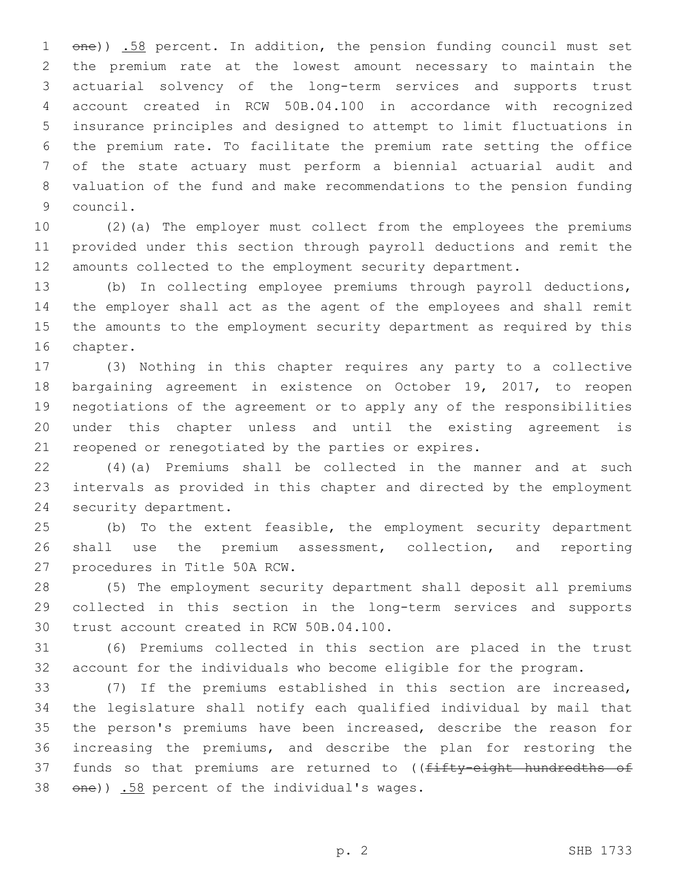~~one~~)) .58 percent. In addition, the pension funding council must set the premium rate at the lowest amount necessary to maintain the actuarial solvency of the long-term services and supports trust account created in RCW 50B.04.100 in accordance with recognized insurance principles and designed to attempt to limit fluctuations in the premium rate. To facilitate the premium rate setting the office of the state actuary must perform a biennial actuarial audit and valuation of the fund and make recommendations to the pension funding council.

(2)(a) The employer must collect from the employees the premiums provided under this section through payroll deductions and remit the amounts collected to the employment security department.

(b) In collecting employee premiums through payroll deductions, the employer shall act as the agent of the employees and shall remit the amounts to the employment security department as required by this chapter.

(3) Nothing in this chapter requires any party to a collective bargaining agreement in existence on October 19, 2017, to reopen negotiations of the agreement or to apply any of the responsibilities under this chapter unless and until the existing agreement is reopened or renegotiated by the parties or expires.

(4)(a) Premiums shall be collected in the manner and at such intervals as provided in this chapter and directed by the employment security department.

(b) To the extent feasible, the employment security department shall use the premium assessment, collection, and reporting procedures in Title 50A RCW.

(5) The employment security department shall deposit all premiums collected in this section in the long-term services and supports trust account created in RCW 50B.04.100.

(6) Premiums collected in this section are placed in the trust account for the individuals who become eligible for the program.

(7) If the premiums established in this section are increased, the legislature shall notify each qualified individual by mail that the person's premiums have been increased, describe the reason for increasing the premiums, and describe the plan for restoring the funds so that premiums are returned to ((~~fifty-eight hundredths of one~~)) .58 percent of the individual's wages.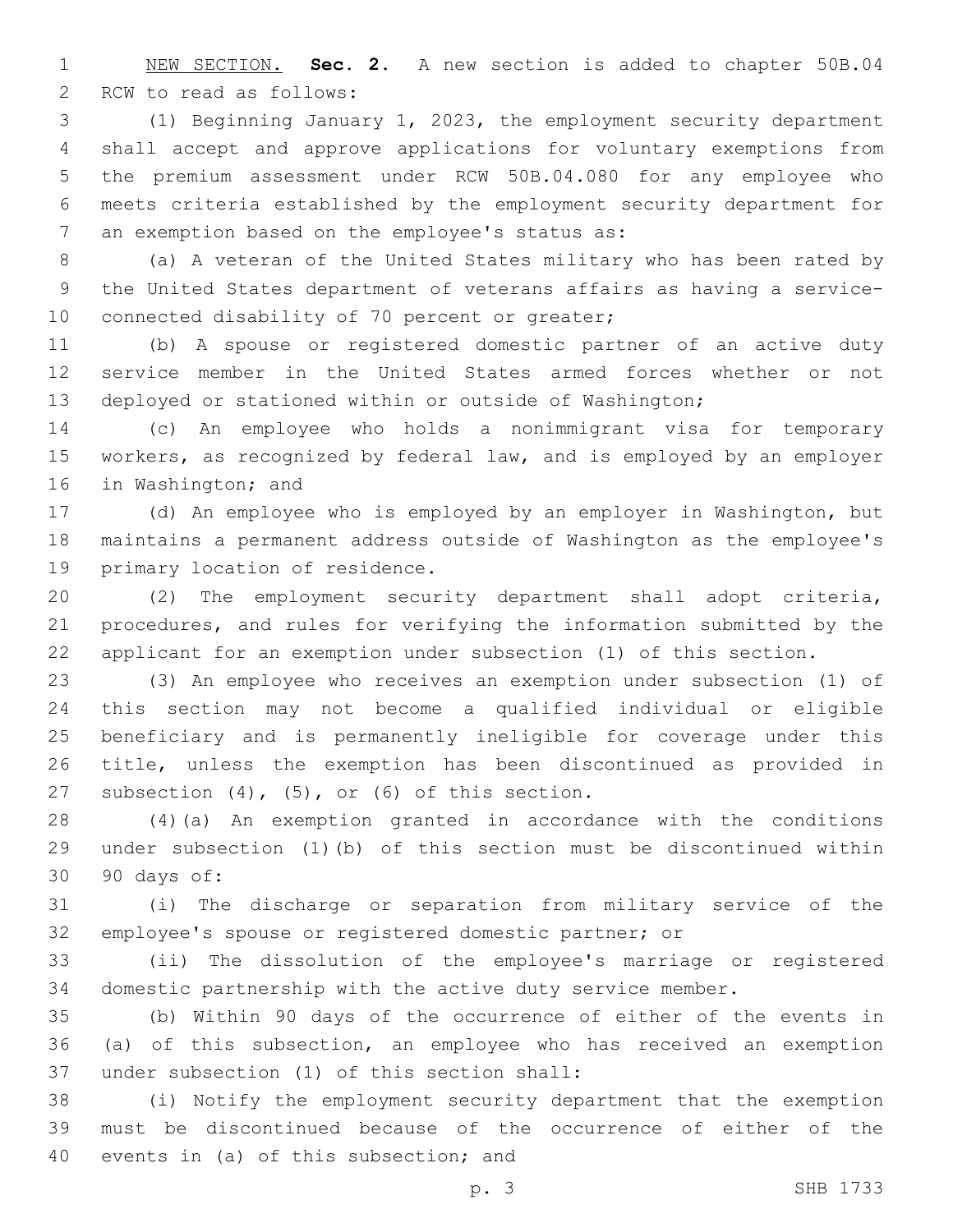NEW SECTION. **Sec. 2.** A new section is added to chapter 50B.04 RCW to read as follows:

(1) Beginning January 1, 2023, the employment security department shall accept and approve applications for voluntary exemptions from the premium assessment under RCW 50B.04.080 for any employee who meets criteria established by the employment security department for an exemption based on the employee's status as:

(a) A veteran of the United States military who has been rated by the United States department of veterans affairs as having a service-connected disability of 70 percent or greater;

(b) A spouse or registered domestic partner of an active duty service member in the United States armed forces whether or not deployed or stationed within or outside of Washington;

(c) An employee who holds a nonimmigrant visa for temporary workers, as recognized by federal law, and is employed by an employer in Washington; and

(d) An employee who is employed by an employer in Washington, but maintains a permanent address outside of Washington as the employee's primary location of residence.

(2) The employment security department shall adopt criteria, procedures, and rules for verifying the information submitted by the applicant for an exemption under subsection (1) of this section.

(3) An employee who receives an exemption under subsection (1) of this section may not become a qualified individual or eligible beneficiary and is permanently ineligible for coverage under this title, unless the exemption has been discontinued as provided in subsection (4), (5), or (6) of this section.

(4)(a) An exemption granted in accordance with the conditions under subsection (1)(b) of this section must be discontinued within 90 days of:

(i) The discharge or separation from military service of the employee's spouse or registered domestic partner; or

(ii) The dissolution of the employee's marriage or registered domestic partnership with the active duty service member.

(b) Within 90 days of the occurrence of either of the events in (a) of this subsection, an employee who has received an exemption under subsection (1) of this section shall:

(i) Notify the employment security department that the exemption must be discontinued because of the occurrence of either of the events in (a) of this subsection; and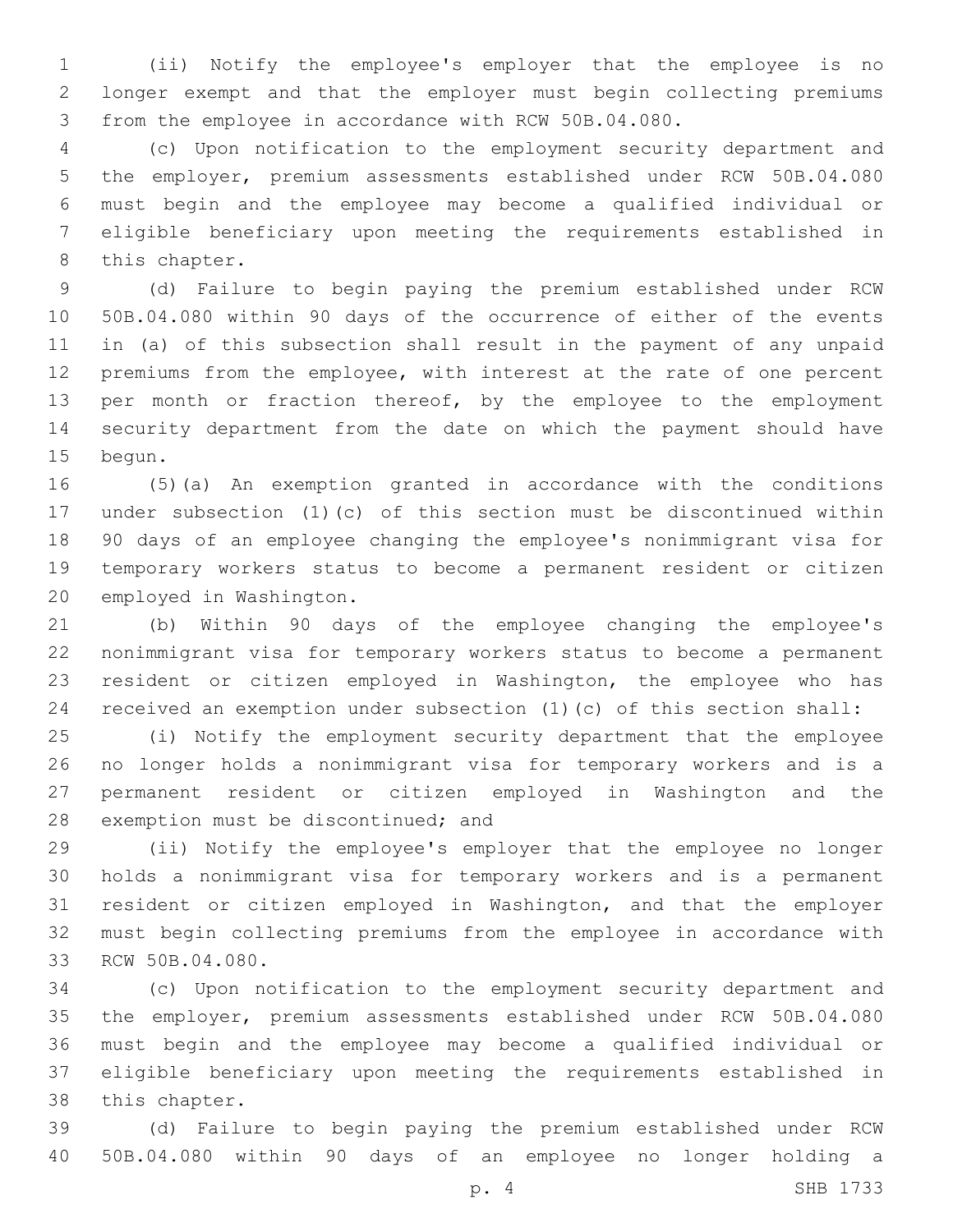(ii) Notify the employee's employer that the employee is no longer exempt and that the employer must begin collecting premiums from the employee in accordance with RCW 50B.04.080.

(c) Upon notification to the employment security department and the employer, premium assessments established under RCW 50B.04.080 must begin and the employee may become a qualified individual or eligible beneficiary upon meeting the requirements established in this chapter.

(d) Failure to begin paying the premium established under RCW 50B.04.080 within 90 days of the occurrence of either of the events in (a) of this subsection shall result in the payment of any unpaid premiums from the employee, with interest at the rate of one percent per month or fraction thereof, by the employee to the employment security department from the date on which the payment should have begun.

(5)(a) An exemption granted in accordance with the conditions under subsection (1)(c) of this section must be discontinued within 90 days of an employee changing the employee's nonimmigrant visa for temporary workers status to become a permanent resident or citizen employed in Washington.

(b) Within 90 days of the employee changing the employee's nonimmigrant visa for temporary workers status to become a permanent resident or citizen employed in Washington, the employee who has received an exemption under subsection (1)(c) of this section shall:

(i) Notify the employment security department that the employee no longer holds a nonimmigrant visa for temporary workers and is a permanent resident or citizen employed in Washington and the exemption must be discontinued; and

(ii) Notify the employee's employer that the employee no longer holds a nonimmigrant visa for temporary workers and is a permanent resident or citizen employed in Washington, and that the employer must begin collecting premiums from the employee in accordance with RCW 50B.04.080.

(c) Upon notification to the employment security department and the employer, premium assessments established under RCW 50B.04.080 must begin and the employee may become a qualified individual or eligible beneficiary upon meeting the requirements established in this chapter.

(d) Failure to begin paying the premium established under RCW 50B.04.080 within 90 days of an employee no longer holding a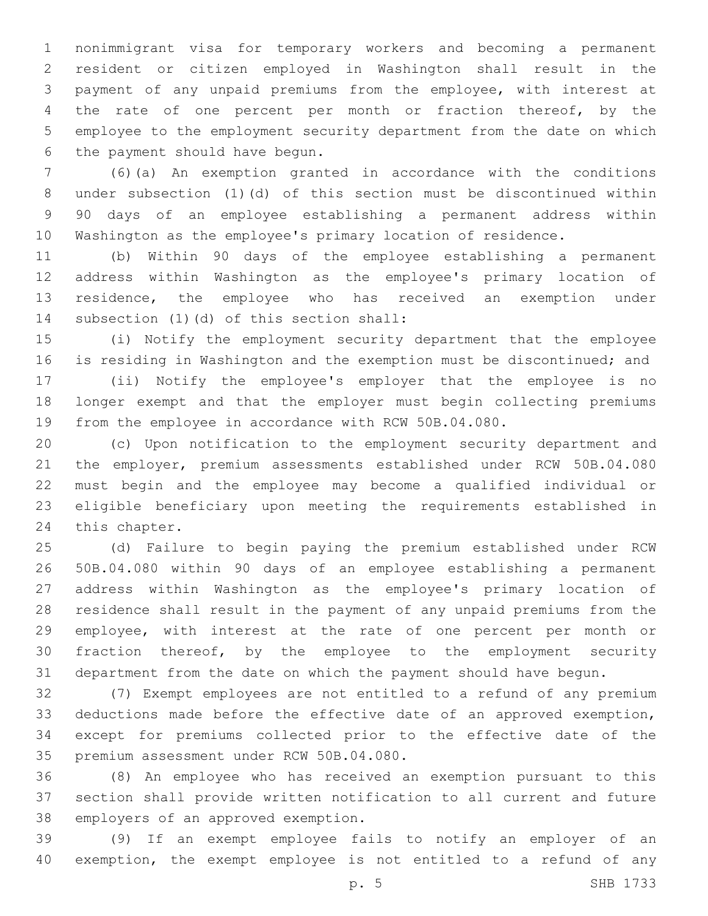nonimmigrant visa for temporary workers and becoming a permanent resident or citizen employed in Washington shall result in the payment of any unpaid premiums from the employee, with interest at the rate of one percent per month or fraction thereof, by the employee to the employment security department from the date on which the payment should have begun.

(6)(a) An exemption granted in accordance with the conditions under subsection (1)(d) of this section must be discontinued within 90 days of an employee establishing a permanent address within Washington as the employee's primary location of residence.

(b) Within 90 days of the employee establishing a permanent address within Washington as the employee's primary location of residence, the employee who has received an exemption under subsection (1)(d) of this section shall:

(i) Notify the employment security department that the employee is residing in Washington and the exemption must be discontinued; and

(ii) Notify the employee's employer that the employee is no longer exempt and that the employer must begin collecting premiums from the employee in accordance with RCW 50B.04.080.

(c) Upon notification to the employment security department and the employer, premium assessments established under RCW 50B.04.080 must begin and the employee may become a qualified individual or eligible beneficiary upon meeting the requirements established in this chapter.

(d) Failure to begin paying the premium established under RCW 50B.04.080 within 90 days of an employee establishing a permanent address within Washington as the employee's primary location of residence shall result in the payment of any unpaid premiums from the employee, with interest at the rate of one percent per month or fraction thereof, by the employee to the employment security department from the date on which the payment should have begun.

(7) Exempt employees are not entitled to a refund of any premium deductions made before the effective date of an approved exemption, except for premiums collected prior to the effective date of the premium assessment under RCW 50B.04.080.

(8) An employee who has received an exemption pursuant to this section shall provide written notification to all current and future employers of an approved exemption.

(9) If an exempt employee fails to notify an employer of an exemption, the exempt employee is not entitled to a refund of any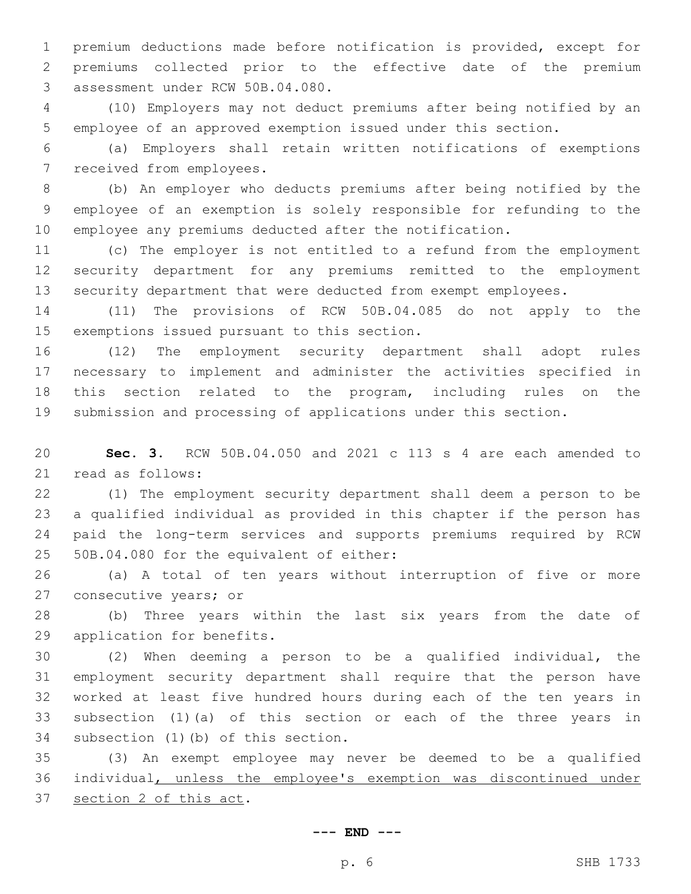premium deductions made before notification is provided, except for premiums collected prior to the effective date of the premium assessment under RCW 50B.04.080.

(10) Employers may not deduct premiums after being notified by an employee of an approved exemption issued under this section.

(a) Employers shall retain written notifications of exemptions received from employees.

(b) An employer who deducts premiums after being notified by the employee of an exemption is solely responsible for refunding to the employee any premiums deducted after the notification.

(c) The employer is not entitled to a refund from the employment security department for any premiums remitted to the employment security department that were deducted from exempt employees.

(11) The provisions of RCW 50B.04.085 do not apply to the exemptions issued pursuant to this section.

(12) The employment security department shall adopt rules necessary to implement and administer the activities specified in this section related to the program, including rules on the submission and processing of applications under this section.

**Sec. 3.** RCW 50B.04.050 and 2021 c 113 s 4 are each amended to read as follows:

(1) The employment security department shall deem a person to be a qualified individual as provided in this chapter if the person has paid the long-term services and supports premiums required by RCW 50B.04.080 for the equivalent of either:

(a) A total of ten years without interruption of five or more consecutive years; or

(b) Three years within the last six years from the date of application for benefits.

(2) When deeming a person to be a qualified individual, the employment security department shall require that the person have worked at least five hundred hours during each of the ten years in subsection (1)(a) of this section or each of the three years in subsection (1)(b) of this section.

(3) An exempt employee may never be deemed to be a qualified individual, unless the employee's exemption was discontinued under section 2 of this act.

**--- END ---**